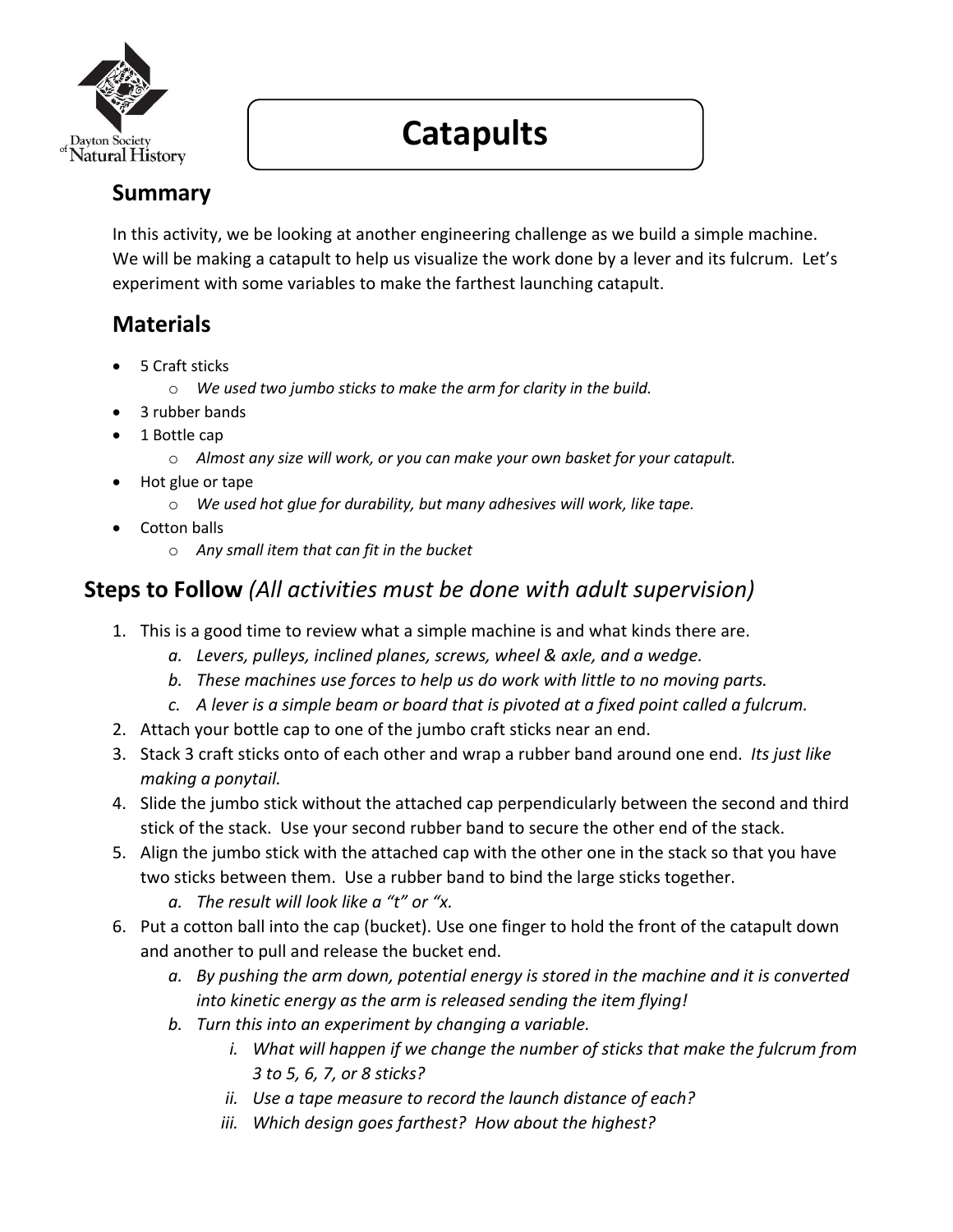# Catapults

## Summary

In this activity, we be looking at another engineering challenge as we build a simple machine. We will be making a catapult to help us visualize the work done by a lever and its fulcrum. Let's experiment with some variables to make the farthest launching catapult.

## Materials

- 5 Craft sticks
  - *We used two jumbo sticks to make the arm for clarity in the build.*
- 3 rubber bands
- 1 Bottle cap
  - *Almost any size will work, or you can make your own basket for your catapult.*
- Hot glue or tape
  - *We used hot glue for durability, but many adhesives will work, like tape.*
- Cotton balls
  - *Any small item that can fit in the bucket*

## Steps to Follow *(All activities must be done with adult supervision)*

1. This is a good time to review what a simple machine is and what kinds there are.
   a. *Levers, pulleys, inclined planes, screws, wheel & axle, and a wedge.*
   b. *These machines use forces to help us do work with little to no moving parts.*
   c. *A lever is a simple beam or board that is pivoted at a fixed point called a fulcrum.*
2. Attach your bottle cap to one of the jumbo craft sticks near an end.
3. Stack 3 craft sticks onto of each other and wrap a rubber band around one end. *Its just like making a ponytail.*
4. Slide the jumbo stick without the attached cap perpendicularly between the second and third stick of the stack. Use your second rubber band to secure the other end of the stack.
5. Align the jumbo stick with the attached cap with the other one in the stack so that you have two sticks between them. Use a rubber band to bind the large sticks together.
   a. *The result will look like a "t" or "x.*
6. Put a cotton ball into the cap (bucket). Use one finger to hold the front of the catapult down and another to pull and release the bucket end.
   a. *By pushing the arm down, potential energy is stored in the machine and it is converted into kinetic energy as the arm is released sending the item flying!*
   b. *Turn this into an experiment by changing a variable.*
      i. *What will happen if we change the number of sticks that make the fulcrum from 3 to 5, 6, 7, or 8 sticks?*
      ii. *Use a tape measure to record the launch distance of each?*
      iii. *Which design goes farthest? How about the highest?*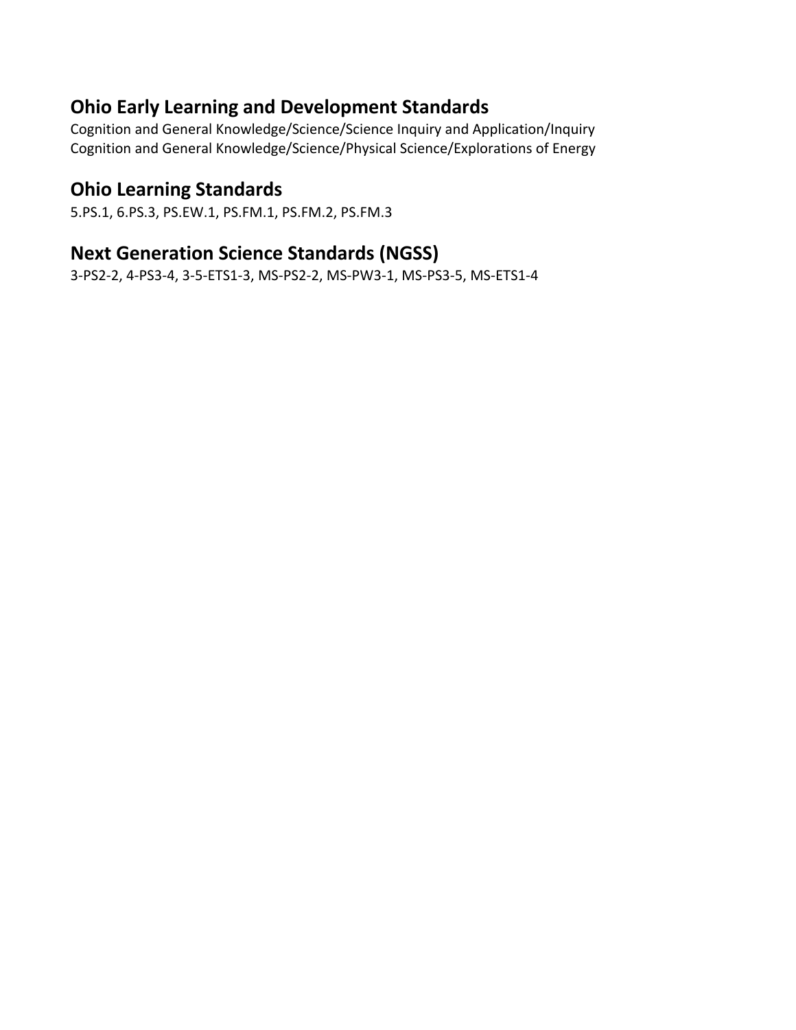## Ohio Early Learning and Development Standards

Cognition and General Knowledge/Science/Science Inquiry and Application/Inquiry
Cognition and General Knowledge/Science/Physical Science/Explorations of Energy

## Ohio Learning Standards

5.PS.1, 6.PS.3, PS.EW.1, PS.FM.1, PS.FM.2, PS.FM.3

## Next Generation Science Standards (NGSS)

3-PS2-2, 4-PS3-4, 3-5-ETS1-3, MS-PS2-2, MS-PW3-1, MS-PS3-5, MS-ETS1-4